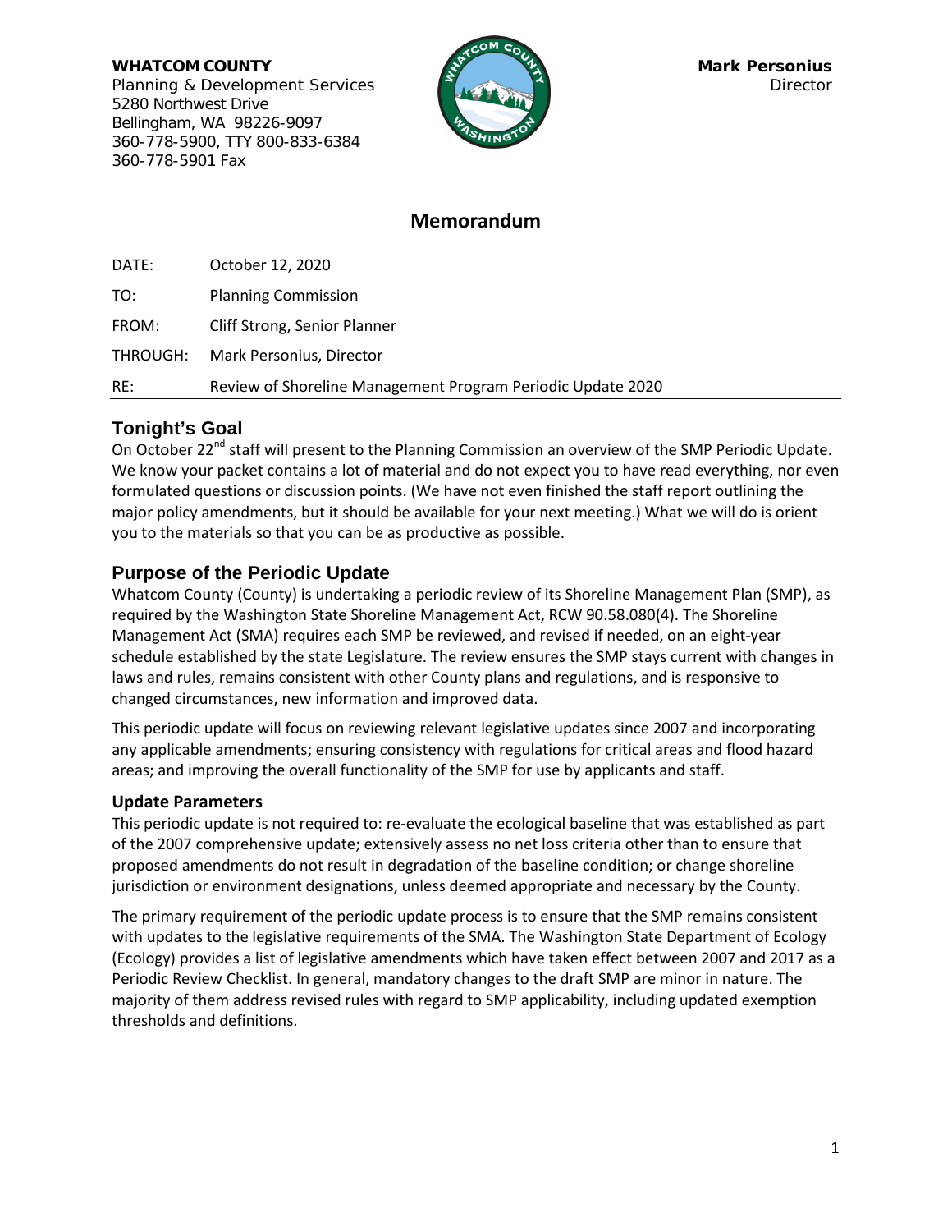**WHATCOM COUNTY**
Planning & Development Services
5280 Northwest Drive
Bellingham, WA 98226-9097
360-778-5900, TTY 800-833-6384
360-778-5901 Fax

**Mark Personius**
Director

# Memorandum

DATE: October 12, 2020

TO: Planning Commission

FROM: Cliff Strong, Senior Planner

THROUGH: Mark Personius, Director

RE: Review of Shoreline Management Program Periodic Update 2020

## Tonight's Goal

On October 22nd staff will present to the Planning Commission an overview of the SMP Periodic Update. We know your packet contains a lot of material and do not expect you to have read everything, nor even formulated questions or discussion points. (We have not even finished the staff report outlining the major policy amendments, but it should be available for your next meeting.) What we will do is orient you to the materials so that you can be as productive as possible.

## Purpose of the Periodic Update

Whatcom County (County) is undertaking a periodic review of its Shoreline Management Plan (SMP), as required by the Washington State Shoreline Management Act, RCW 90.58.080(4). The Shoreline Management Act (SMA) requires each SMP be reviewed, and revised if needed, on an eight-year schedule established by the state Legislature. The review ensures the SMP stays current with changes in laws and rules, remains consistent with other County plans and regulations, and is responsive to changed circumstances, new information and improved data.

This periodic update will focus on reviewing relevant legislative updates since 2007 and incorporating any applicable amendments; ensuring consistency with regulations for critical areas and flood hazard areas; and improving the overall functionality of the SMP for use by applicants and staff.

### Update Parameters

This periodic update is not required to: re-evaluate the ecological baseline that was established as part of the 2007 comprehensive update; extensively assess no net loss criteria other than to ensure that proposed amendments do not result in degradation of the baseline condition; or change shoreline jurisdiction or environment designations, unless deemed appropriate and necessary by the County.

The primary requirement of the periodic update process is to ensure that the SMP remains consistent with updates to the legislative requirements of the SMA. The Washington State Department of Ecology (Ecology) provides a list of legislative amendments which have taken effect between 2007 and 2017 as a Periodic Review Checklist. In general, mandatory changes to the draft SMP are minor in nature. The majority of them address revised rules with regard to SMP applicability, including updated exemption thresholds and definitions.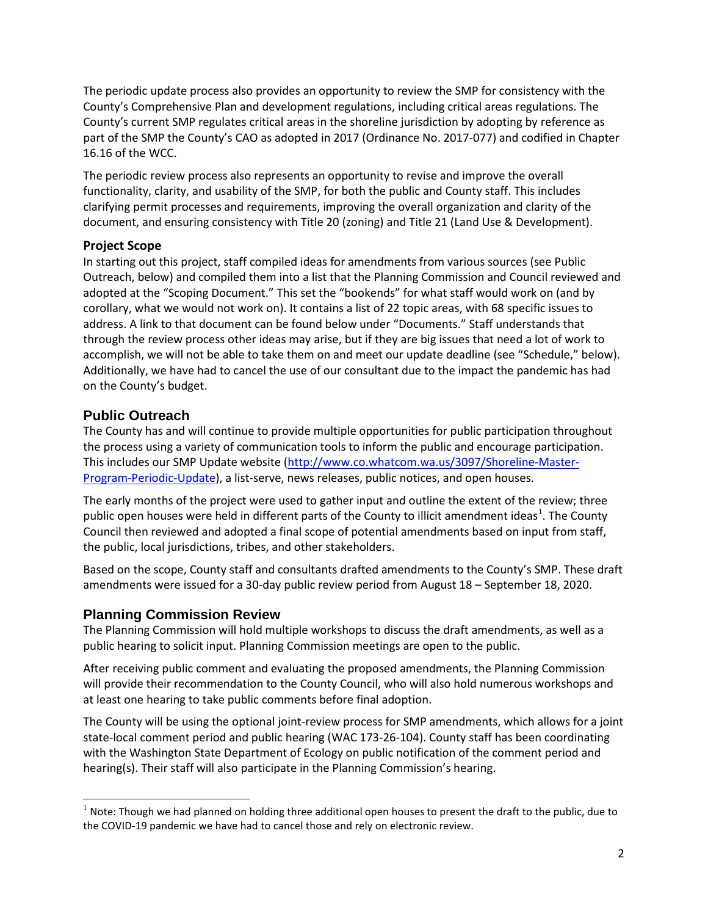The periodic update process also provides an opportunity to review the SMP for consistency with the County's Comprehensive Plan and development regulations, including critical areas regulations. The County's current SMP regulates critical areas in the shoreline jurisdiction by adopting by reference as part of the SMP the County's CAO as adopted in 2017 (Ordinance No. 2017-077) and codified in Chapter 16.16 of the WCC.

The periodic review process also represents an opportunity to revise and improve the overall functionality, clarity, and usability of the SMP, for both the public and County staff. This includes clarifying permit processes and requirements, improving the overall organization and clarity of the document, and ensuring consistency with Title 20 (zoning) and Title 21 (Land Use & Development).

### Project Scope

In starting out this project, staff compiled ideas for amendments from various sources (see Public Outreach, below) and compiled them into a list that the Planning Commission and Council reviewed and adopted at the "Scoping Document." This set the "bookends" for what staff would work on (and by corollary, what we would not work on). It contains a list of 22 topic areas, with 68 specific issues to address. A link to that document can be found below under "Documents." Staff understands that through the review process other ideas may arise, but if they are big issues that need a lot of work to accomplish, we will not be able to take them on and meet our update deadline (see "Schedule," below). Additionally, we have had to cancel the use of our consultant due to the impact the pandemic has had on the County's budget.

## Public Outreach

The County has and will continue to provide multiple opportunities for public participation throughout the process using a variety of communication tools to inform the public and encourage participation. This includes our SMP Update website (http://www.co.whatcom.wa.us/3097/Shoreline-Master-Program-Periodic-Update), a list-serve, news releases, public notices, and open houses.

The early months of the project were used to gather input and outline the extent of the review; three public open houses were held in different parts of the County to illicit amendment ideas[1]. The County Council then reviewed and adopted a final scope of potential amendments based on input from staff, the public, local jurisdictions, tribes, and other stakeholders.

Based on the scope, County staff and consultants drafted amendments to the County's SMP. These draft amendments were issued for a 30-day public review period from August 18 – September 18, 2020.

## Planning Commission Review

The Planning Commission will hold multiple workshops to discuss the draft amendments, as well as a public hearing to solicit input. Planning Commission meetings are open to the public.

After receiving public comment and evaluating the proposed amendments, the Planning Commission will provide their recommendation to the County Council, who will also hold numerous workshops and at least one hearing to take public comments before final adoption.

The County will be using the optional joint-review process for SMP amendments, which allows for a joint state-local comment period and public hearing (WAC 173-26-104). County staff has been coordinating with the Washington State Department of Ecology on public notification of the comment period and hearing(s). Their staff will also participate in the Planning Commission's hearing.

[1] Note: Though we had planned on holding three additional open houses to present the draft to the public, due to the COVID-19 pandemic we have had to cancel those and rely on electronic review.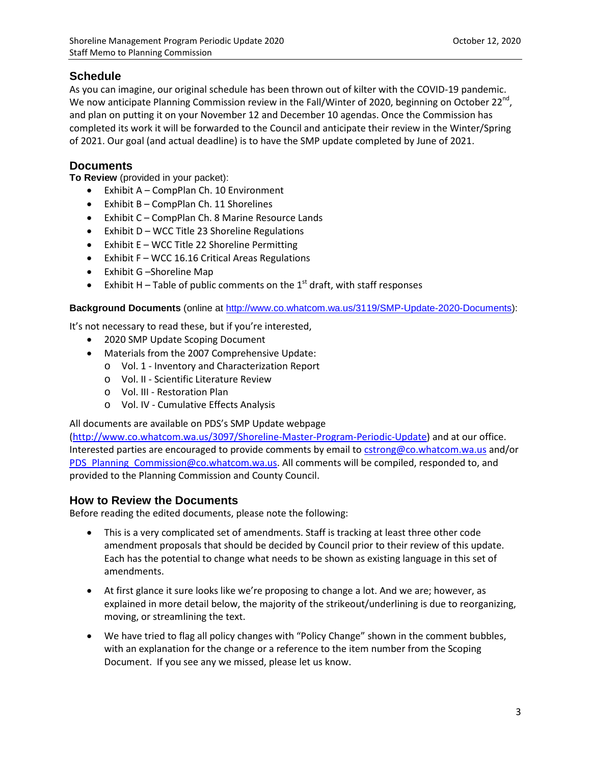## Schedule

As you can imagine, our original schedule has been thrown out of kilter with the COVID-19 pandemic. We now anticipate Planning Commission review in the Fall/Winter of 2020, beginning on October 22nd, and plan on putting it on your November 12 and December 10 agendas. Once the Commission has completed its work it will be forwarded to the Council and anticipate their review in the Winter/Spring of 2021. Our goal (and actual deadline) is to have the SMP update completed by June of 2021.

## Documents

**To Review** (provided in your packet):

- Exhibit A – CompPlan Ch. 10 Environment
- Exhibit B – CompPlan Ch. 11 Shorelines
- Exhibit C – CompPlan Ch. 8 Marine Resource Lands
- Exhibit D – WCC Title 23 Shoreline Regulations
- Exhibit E – WCC Title 22 Shoreline Permitting
- Exhibit F – WCC 16.16 Critical Areas Regulations
- Exhibit G –Shoreline Map
- Exhibit H – Table of public comments on the 1st draft, with staff responses

**Background Documents** (online at http://www.co.whatcom.wa.us/3119/SMP-Update-2020-Documents):

It's not necessary to read these, but if you're interested,

- 2020 SMP Update Scoping Document
- Materials from the 2007 Comprehensive Update:
  - Vol. 1 - Inventory and Characterization Report
  - Vol. II - Scientific Literature Review
  - Vol. III - Restoration Plan
  - Vol. IV - Cumulative Effects Analysis

All documents are available on PDS's SMP Update webpage (http://www.co.whatcom.wa.us/3097/Shoreline-Master-Program-Periodic-Update) and at our office. Interested parties are encouraged to provide comments by email to cstrong@co.whatcom.wa.us and/or PDS_Planning_Commission@co.whatcom.wa.us. All comments will be compiled, responded to, and provided to the Planning Commission and County Council.

## How to Review the Documents

Before reading the edited documents, please note the following:

- This is a very complicated set of amendments. Staff is tracking at least three other code amendment proposals that should be decided by Council prior to their review of this update. Each has the potential to change what needs to be shown as existing language in this set of amendments.
- At first glance it sure looks like we're proposing to change a lot. And we are; however, as explained in more detail below, the majority of the strikeout/underlining is due to reorganizing, moving, or streamlining the text.
- We have tried to flag all policy changes with "Policy Change" shown in the comment bubbles, with an explanation for the change or a reference to the item number from the Scoping Document. If you see any we missed, please let us know.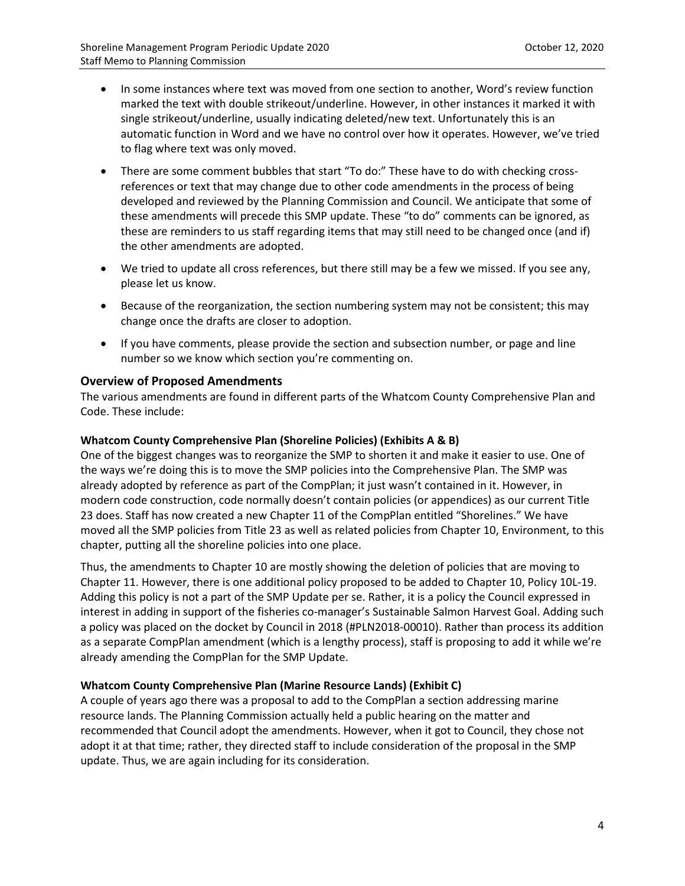- In some instances where text was moved from one section to another, Word's review function marked the text with double strikeout/underline. However, in other instances it marked it with single strikeout/underline, usually indicating deleted/new text. Unfortunately this is an automatic function in Word and we have no control over how it operates. However, we've tried to flag where text was only moved.
- There are some comment bubbles that start "To do:" These have to do with checking cross-references or text that may change due to other code amendments in the process of being developed and reviewed by the Planning Commission and Council. We anticipate that some of these amendments will precede this SMP update. These "to do" comments can be ignored, as these are reminders to us staff regarding items that may still need to be changed once (and if) the other amendments are adopted.
- We tried to update all cross references, but there still may be a few we missed. If you see any, please let us know.
- Because of the reorganization, the section numbering system may not be consistent; this may change once the drafts are closer to adoption.
- If you have comments, please provide the section and subsection number, or page and line number so we know which section you're commenting on.

## Overview of Proposed Amendments

The various amendments are found in different parts of the Whatcom County Comprehensive Plan and Code. These include:

### Whatcom County Comprehensive Plan (Shoreline Policies) (Exhibits A & B)

One of the biggest changes was to reorganize the SMP to shorten it and make it easier to use. One of the ways we're doing this is to move the SMP policies into the Comprehensive Plan. The SMP was already adopted by reference as part of the CompPlan; it just wasn't contained in it. However, in modern code construction, code normally doesn't contain policies (or appendices) as our current Title 23 does. Staff has now created a new Chapter 11 of the CompPlan entitled "Shorelines." We have moved all the SMP policies from Title 23 as well as related policies from Chapter 10, Environment, to this chapter, putting all the shoreline policies into one place.

Thus, the amendments to Chapter 10 are mostly showing the deletion of policies that are moving to Chapter 11. However, there is one additional policy proposed to be added to Chapter 10, Policy 10L-19. Adding this policy is not a part of the SMP Update per se. Rather, it is a policy the Council expressed in interest in adding in support of the fisheries co-manager's Sustainable Salmon Harvest Goal. Adding such a policy was placed on the docket by Council in 2018 (#PLN2018-00010). Rather than process its addition as a separate CompPlan amendment (which is a lengthy process), staff is proposing to add it while we're already amending the CompPlan for the SMP Update.

### Whatcom County Comprehensive Plan (Marine Resource Lands) (Exhibit C)

A couple of years ago there was a proposal to add to the CompPlan a section addressing marine resource lands. The Planning Commission actually held a public hearing on the matter and recommended that Council adopt the amendments. However, when it got to Council, they chose not adopt it at that time; rather, they directed staff to include consideration of the proposal in the SMP update. Thus, we are again including for its consideration.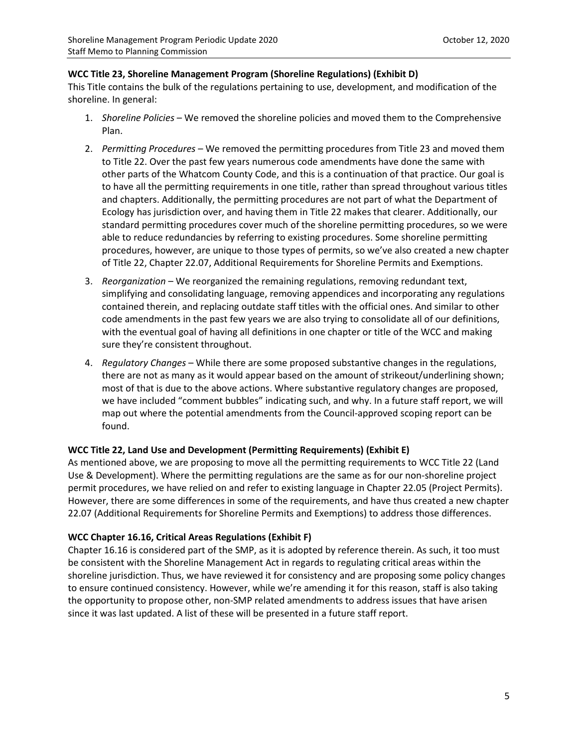**WCC Title 23, Shoreline Management Program (Shoreline Regulations) (Exhibit D)**

This Title contains the bulk of the regulations pertaining to use, development, and modification of the shoreline. In general:

1. *Shoreline Policies* – We removed the shoreline policies and moved them to the Comprehensive Plan.
2. *Permitting Procedures* – We removed the permitting procedures from Title 23 and moved them to Title 22. Over the past few years numerous code amendments have done the same with other parts of the Whatcom County Code, and this is a continuation of that practice. Our goal is to have all the permitting requirements in one title, rather than spread throughout various titles and chapters. Additionally, the permitting procedures are not part of what the Department of Ecology has jurisdiction over, and having them in Title 22 makes that clearer. Additionally, our standard permitting procedures cover much of the shoreline permitting procedures, so we were able to reduce redundancies by referring to existing procedures. Some shoreline permitting procedures, however, are unique to those types of permits, so we've also created a new chapter of Title 22, Chapter 22.07, Additional Requirements for Shoreline Permits and Exemptions.
3. *Reorganization* – We reorganized the remaining regulations, removing redundant text, simplifying and consolidating language, removing appendices and incorporating any regulations contained therein, and replacing outdate staff titles with the official ones. And similar to other code amendments in the past few years we are also trying to consolidate all of our definitions, with the eventual goal of having all definitions in one chapter or title of the WCC and making sure they're consistent throughout.
4. *Regulatory Changes* – While there are some proposed substantive changes in the regulations, there are not as many as it would appear based on the amount of strikeout/underlining shown; most of that is due to the above actions. Where substantive regulatory changes are proposed, we have included "comment bubbles" indicating such, and why. In a future staff report, we will map out where the potential amendments from the Council-approved scoping report can be found.

**WCC Title 22, Land Use and Development (Permitting Requirements) (Exhibit E)**

As mentioned above, we are proposing to move all the permitting requirements to WCC Title 22 (Land Use & Development). Where the permitting regulations are the same as for our non-shoreline project permit procedures, we have relied on and refer to existing language in Chapter 22.05 (Project Permits). However, there are some differences in some of the requirements, and have thus created a new chapter 22.07 (Additional Requirements for Shoreline Permits and Exemptions) to address those differences.

**WCC Chapter 16.16, Critical Areas Regulations (Exhibit F)**

Chapter 16.16 is considered part of the SMP, as it is adopted by reference therein. As such, it too must be consistent with the Shoreline Management Act in regards to regulating critical areas within the shoreline jurisdiction. Thus, we have reviewed it for consistency and are proposing some policy changes to ensure continued consistency. However, while we're amending it for this reason, staff is also taking the opportunity to propose other, non-SMP related amendments to address issues that have arisen since it was last updated. A list of these will be presented in a future staff report.